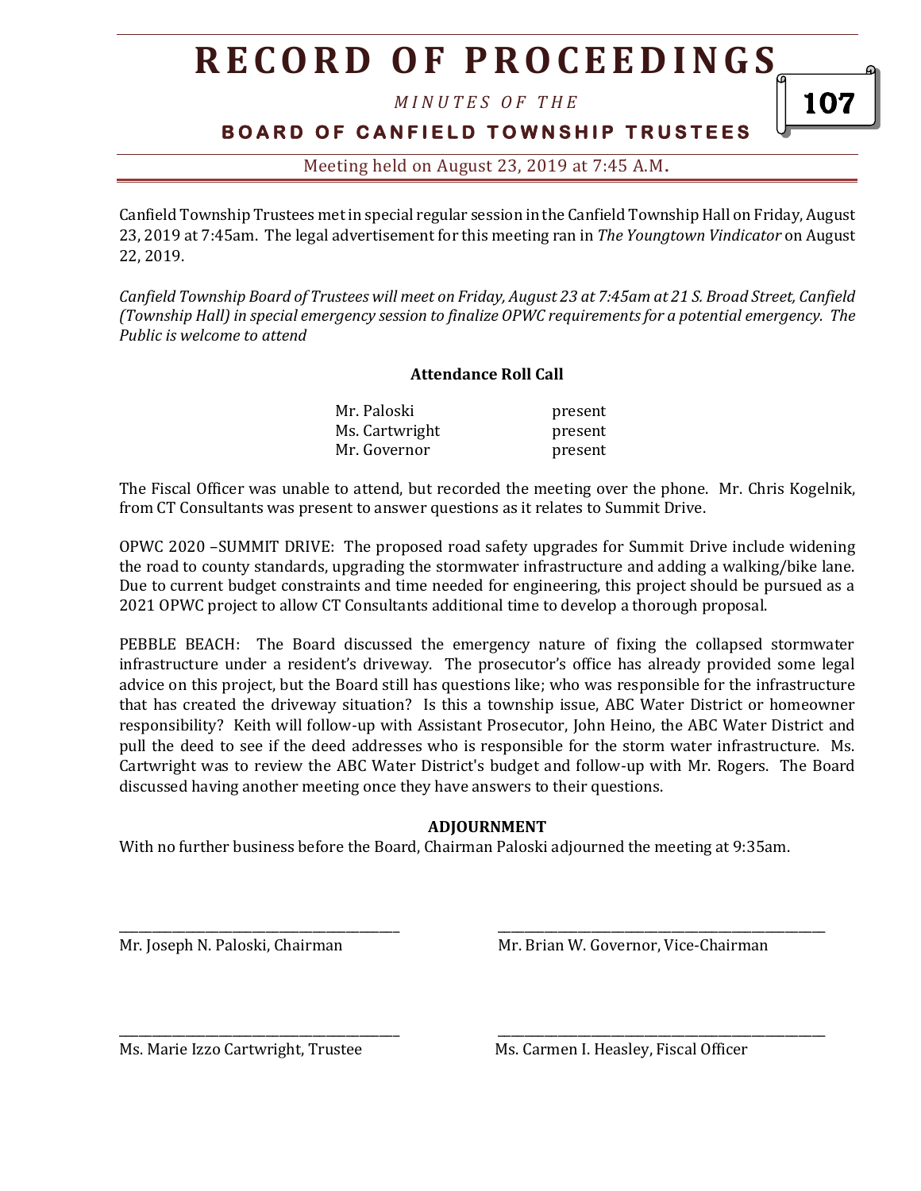# RECORD OF PROCEEDINGS

*MINUTES OF THE*

**BOARD OF CANFIELD TOWNSHIP TRUSTEES**

Meeting held on August 23, 2019 at 7:45 A.M.

Canfield Township Trustees met in special regular session in the Canfield Township Hall on Friday, August 23, 2019 at 7:45am. The legal advertisement for this meeting ran in *The Youngtown Vindicator* on August 22, 2019.

*Canfield Township Board of Trustees will meet on Friday, August 23 at 7:45am at 21 S. Broad Street, Canfield (Township Hall) in special emergency session to finalize OPWC requirements for a potential emergency. The Public is welcome to attend*

**Attendance Roll Call**

| | |
|---|---|
| Mr. Paloski | present |
| Ms. Cartwright | present |
| Mr. Governor | present |

The Fiscal Officer was unable to attend, but recorded the meeting over the phone. Mr. Chris Kogelnik, from CT Consultants was present to answer questions as it relates to Summit Drive.

OPWC 2020 –SUMMIT DRIVE: The proposed road safety upgrades for Summit Drive include widening the road to county standards, upgrading the stormwater infrastructure and adding a walking/bike lane. Due to current budget constraints and time needed for engineering, this project should be pursued as a 2021 OPWC project to allow CT Consultants additional time to develop a thorough proposal.

PEBBLE BEACH: The Board discussed the emergency nature of fixing the collapsed stormwater infrastructure under a resident's driveway. The prosecutor's office has already provided some legal advice on this project, but the Board still has questions like; who was responsible for the infrastructure that has created the driveway situation? Is this a township issue, ABC Water District or homeowner responsibility? Keith will follow-up with Assistant Prosecutor, John Heino, the ABC Water District and pull the deed to see if the deed addresses who is responsible for the storm water infrastructure. Ms. Cartwright was to review the ABC Water District's budget and follow-up with Mr. Rogers. The Board discussed having another meeting once they have answers to their questions.

**ADJOURNMENT**

With no further business before the Board, Chairman Paloski adjourned the meeting at 9:35am.

\_\_\_\_\_\_\_\_\_\_\_\_\_\_\_\_\_\_\_\_\_\_\_\_\_\_\_\_\_\_\_\_\_\_\_\_\_\_\_\_
Mr. Joseph N. Paloski, Chairman

\_\_\_\_\_\_\_\_\_\_\_\_\_\_\_\_\_\_\_\_\_\_\_\_\_\_\_\_\_\_\_\_\_\_\_\_\_\_\_\_
Mr. Brian W. Governor, Vice-Chairman

\_\_\_\_\_\_\_\_\_\_\_\_\_\_\_\_\_\_\_\_\_\_\_\_\_\_\_\_\_\_\_\_\_\_\_\_\_\_\_\_
Ms. Marie Izzo Cartwright, Trustee

\_\_\_\_\_\_\_\_\_\_\_\_\_\_\_\_\_\_\_\_\_\_\_\_\_\_\_\_\_\_\_\_\_\_\_\_\_\_\_\_
Ms. Carmen I. Heasley, Fiscal Officer